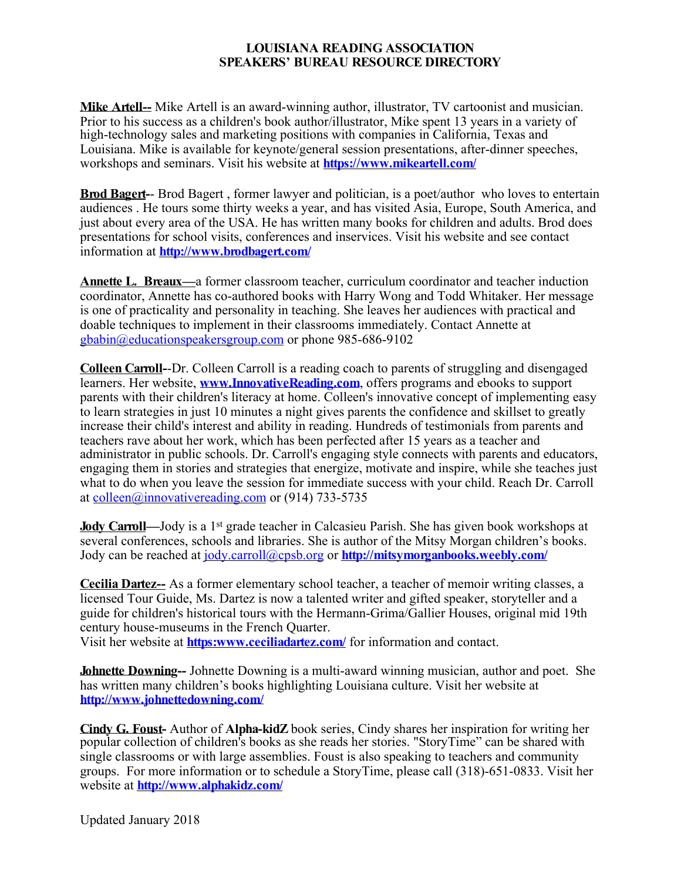**LOUISIANA READING ASSOCIATION**
**SPEAKERS' BUREAU RESOURCE DIRECTORY**

**Mike Artell--** Mike Artell is an award-winning author, illustrator, TV cartoonist and musician. Prior to his success as a children's book author/illustrator, Mike spent 13 years in a variety of high-technology sales and marketing positions with companies in California, Texas and Louisiana. Mike is available for keynote/general session presentations, after-dinner speeches, workshops and seminars. Visit his website at **https://www.mikeartell.com/**

**Brod Bagert**-- Brod Bagert , former lawyer and politician, is a poet/author who loves to entertain audiences . He tours some thirty weeks a year, and has visited Asia, Europe, South America, and just about every area of the USA. He has written many books for children and adults. Brod does presentations for school visits, conferences and inservices. Visit his website and see contact information at **http://www.brodbagert.com/**

**Annette L. Breaux—**a former classroom teacher, curriculum coordinator and teacher induction coordinator, Annette has co-authored books with Harry Wong and Todd Whitaker. Her message is one of practicality and personality in teaching. She leaves her audiences with practical and doable techniques to implement in their classrooms immediately. Contact Annette at gbabin@educationspeakersgroup.com or phone 985-686-9102

**Colleen Carroll**--Dr. Colleen Carroll is a reading coach to parents of struggling and disengaged learners. Her website, **www.InnovativeReading.com**, offers programs and ebooks to support parents with their children's literacy at home. Colleen's innovative concept of implementing easy to learn strategies in just 10 minutes a night gives parents the confidence and skillset to greatly increase their child's interest and ability in reading. Hundreds of testimonials from parents and teachers rave about her work, which has been perfected after 15 years as a teacher and administrator in public schools. Dr. Carroll's engaging style connects with parents and educators, engaging them in stories and strategies that energize, motivate and inspire, while she teaches just what to do when you leave the session for immediate success with your child. Reach Dr. Carroll at colleen@innovativereading.com or (914) 733-5735

**Jody Carroll**—Jody is a 1st grade teacher in Calcasieu Parish. She has given book workshops at several conferences, schools and libraries. She is author of the Mitsy Morgan children's books. Jody can be reached at jody.carroll@cpsb.org or **http://mitsymorganbooks.weebly.com/**

**Cecilia Dartez--** As a former elementary school teacher, a teacher of memoir writing classes, a licensed Tour Guide, Ms. Dartez is now a talented writer and gifted speaker, storyteller and a guide for children's historical tours with the Hermann-Grima/Gallier Houses, original mid 19th century house-museums in the French Quarter.
Visit her website at **https:www.ceciliadartez.com/** for information and contact.

**Johnette Downing--** Johnette Downing is a multi-award winning musician, author and poet. She has written many children's books highlighting Louisiana culture. Visit her website at **http://www.johnettedowning.com/**

**Cindy G. Foust-** Author of **Alpha-kidZ** book series, Cindy shares her inspiration for writing her popular collection of children's books as she reads her stories. "StoryTime" can be shared with single classrooms or with large assemblies. Foust is also speaking to teachers and community groups. For more information or to schedule a StoryTime, please call (318)-651-0833. Visit her website at **http://www.alphakidz.com/**

Updated January 2018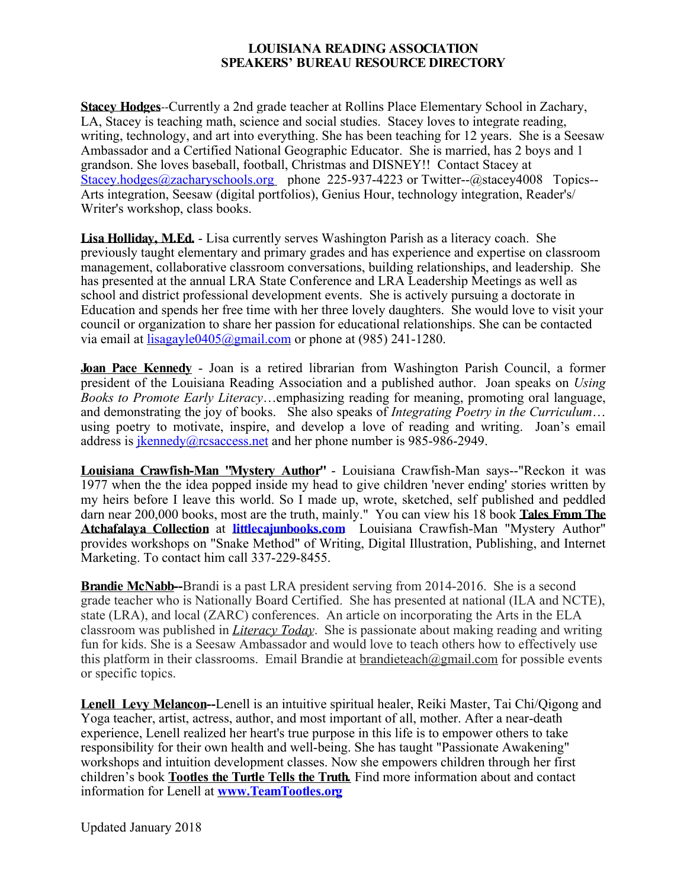**LOUISIANA READING ASSOCIATION**
**SPEAKERS' BUREAU RESOURCE DIRECTORY**

**Stacey Hodges**--Currently a 2nd grade teacher at Rollins Place Elementary School in Zachary, LA, Stacey is teaching math, science and social studies. Stacey loves to integrate reading, writing, technology, and art into everything. She has been teaching for 12 years. She is a Seesaw Ambassador and a Certified National Geographic Educator. She is married, has 2 boys and 1 grandson. She loves baseball, football, Christmas and DISNEY!! Contact Stacey at Stacey.hodges@zacharyschools.org phone 225-937-4223 or Twitter--@stacey4008 Topics--Arts integration, Seesaw (digital portfolios), Genius Hour, technology integration, Reader's/ Writer's workshop, class books.

**Lisa Holliday, M.Ed.** - Lisa currently serves Washington Parish as a literacy coach. She previously taught elementary and primary grades and has experience and expertise on classroom management, collaborative classroom conversations, building relationships, and leadership. She has presented at the annual LRA State Conference and LRA Leadership Meetings as well as school and district professional development events. She is actively pursuing a doctorate in Education and spends her free time with her three lovely daughters. She would love to visit your council or organization to share her passion for educational relationships. She can be contacted via email at lisagayle0405@gmail.com or phone at (985) 241-1280.

**Joan Pace Kennedy** - Joan is a retired librarian from Washington Parish Council, a former president of the Louisiana Reading Association and a published author. Joan speaks on *Using Books to Promote Early Literacy*…emphasizing reading for meaning, promoting oral language, and demonstrating the joy of books. She also speaks of *Integrating Poetry in the Curriculum*… using poetry to motivate, inspire, and develop a love of reading and writing. Joan's email address is jkennedy@rcsaccess.net and her phone number is 985-986-2949.

**Louisiana Crawfish-Man "Mystery Author"** - Louisiana Crawfish-Man says--"Reckon it was 1977 when the the idea popped inside my head to give children 'never ending' stories written by my heirs before I leave this world. So I made up, wrote, sketched, self published and peddled darn near 200,000 books, most are the truth, mainly." You can view his 18 book **Tales From The Atchafalaya Collection** at **littlecajunbooks.com** Louisiana Crawfish-Man "Mystery Author" provides workshops on "Snake Method" of Writing, Digital Illustration, Publishing, and Internet Marketing. To contact him call 337-229-8455.

**Brandie McNabb--**Brandi is a past LRA president serving from 2014-2016. She is a second grade teacher who is Nationally Board Certified. She has presented at national (ILA and NCTE), state (LRA), and local (ZARC) conferences. An article on incorporating the Arts in the ELA classroom was published in ***Literacy Today***. She is passionate about making reading and writing fun for kids. She is a Seesaw Ambassador and would love to teach others how to effectively use this platform in their classrooms. Email Brandie at brandieteach@gmail.com for possible events or specific topics.

**Lenell Levy Melancon--**Lenell is an intuitive spiritual healer, Reiki Master, Tai Chi/Qigong and Yoga teacher, artist, actress, author, and most important of all, mother. After a near-death experience, Lenell realized her heart's true purpose in this life is to empower others to take responsibility for their own health and well-being. She has taught "Passionate Awakening" workshops and intuition development classes. Now she empowers children through her first children's book **Tootles the Turtle Tells the Truth.** Find more information about and contact information for Lenell at **www.TeamTootles.org**

Updated January 2018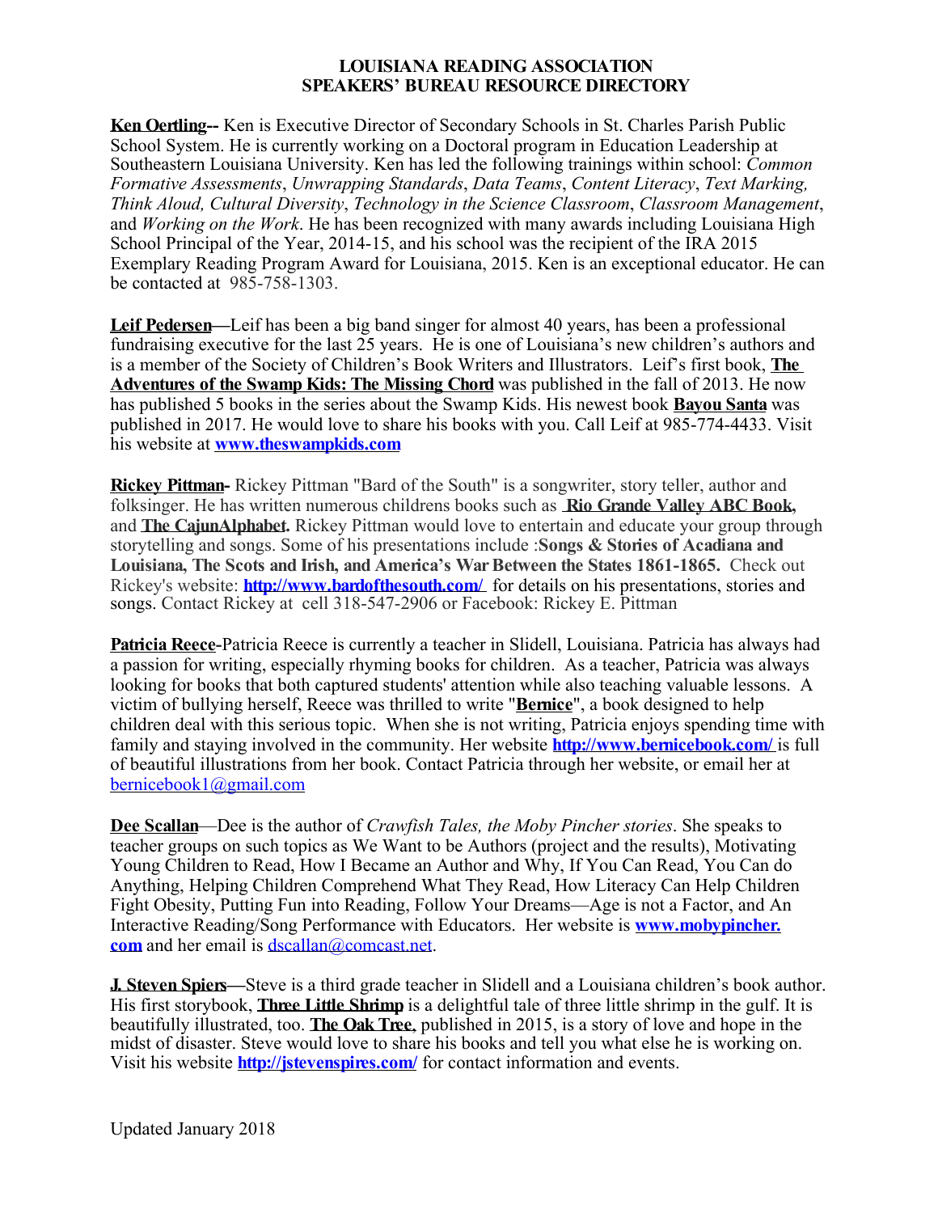**LOUISIANA READING ASSOCIATION**
**SPEAKERS' BUREAU RESOURCE DIRECTORY**

**Ken Oertling--** Ken is Executive Director of Secondary Schools in St. Charles Parish Public School System. He is currently working on a Doctoral program in Education Leadership at Southeastern Louisiana University. Ken has led the following trainings within school: *Common Formative Assessments*, *Unwrapping Standards*, *Data Teams*, *Content Literacy*, *Text Marking, Think Aloud, Cultural Diversity*, *Technology in the Science Classroom*, *Classroom Management*, and *Working on the Work*. He has been recognized with many awards including Louisiana High School Principal of the Year, 2014-15, and his school was the recipient of the IRA 2015 Exemplary Reading Program Award for Louisiana, 2015. Ken is an exceptional educator. He can be contacted at 985-758-1303.

**Leif Pedersen**—Leif has been a big band singer for almost 40 years, has been a professional fundraising executive for the last 25 years. He is one of Louisiana's new children's authors and is a member of the Society of Children's Book Writers and Illustrators. Leif's first book, **The Adventures of the Swamp Kids: The Missing Chord** was published in the fall of 2013. He now has published 5 books in the series about the Swamp Kids. His newest book **Bayou Santa** was published in 2017. He would love to share his books with you. Call Leif at 985-774-4433. Visit his website at **www.theswampkids.com**

**Rickey Pittman-** Rickey Pittman "Bard of the South" is a songwriter, story teller, author and folksinger. He has written numerous childrens books such as **Rio Grande Valley ABC Book,** and **The CajunAlphabet.** Rickey Pittman would love to entertain and educate your group through storytelling and songs. Some of his presentations include :**Songs & Stories of Acadiana and Louisiana, The Scots and Irish, and America's War Between the States 1861-1865.** Check out Rickey's website: **http://www.bardofthesouth.com/** for details on his presentations, stories and songs. Contact Rickey at cell 318-547-2906 or Facebook: Rickey E. Pittman

**Patricia Reece**-Patricia Reece is currently a teacher in Slidell, Louisiana. Patricia has always had a passion for writing, especially rhyming books for children. As a teacher, Patricia was always looking for books that both captured students' attention while also teaching valuable lessons. A victim of bullying herself, Reece was thrilled to write "**Bernice**", a book designed to help children deal with this serious topic. When she is not writing, Patricia enjoys spending time with family and staying involved in the community. Her website **http://www.bernicebook.com/** is full of beautiful illustrations from her book. Contact Patricia through her website, or email her at bernicebook1@gmail.com

**Dee Scallan**—Dee is the author of *Crawfish Tales, the Moby Pincher stories*. She speaks to teacher groups on such topics as We Want to be Authors (project and the results), Motivating Young Children to Read, How I Became an Author and Why, If You Can Read, You Can do Anything, Helping Children Comprehend What They Read, How Literacy Can Help Children Fight Obesity, Putting Fun into Reading, Follow Your Dreams—Age is not a Factor, and An Interactive Reading/Song Performance with Educators. Her website is **www.mobypincher.com** and her email is dscallan@comcast.net.

**J. Steven Spiers—**Steve is a third grade teacher in Slidell and a Louisiana children's book author. His first storybook, **Three Little Shrimp** is a delightful tale of three little shrimp in the gulf. It is beautifully illustrated, too. **The Oak Tree**, published in 2015, is a story of love and hope in the midst of disaster. Steve would love to share his books and tell you what else he is working on. Visit his website **http://jstevenspires.com/** for contact information and events.

Updated January 2018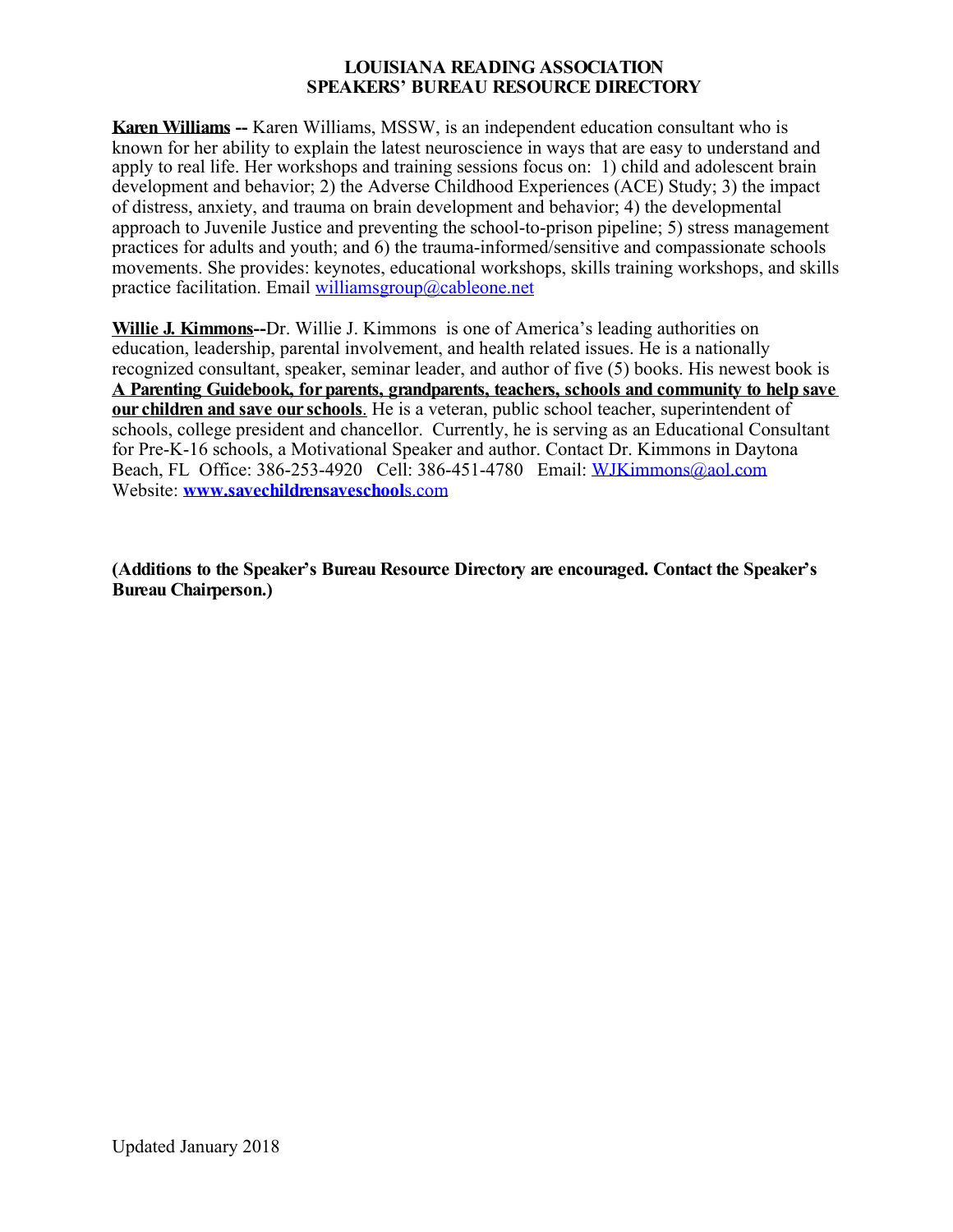**LOUISIANA READING ASSOCIATION**
**SPEAKERS' BUREAU RESOURCE DIRECTORY**

**Karen Williams --** Karen Williams, MSSW, is an independent education consultant who is known for her ability to explain the latest neuroscience in ways that are easy to understand and apply to real life. Her workshops and training sessions focus on: 1) child and adolescent brain development and behavior; 2) the Adverse Childhood Experiences (ACE) Study; 3) the impact of distress, anxiety, and trauma on brain development and behavior; 4) the developmental approach to Juvenile Justice and preventing the school-to-prison pipeline; 5) stress management practices for adults and youth; and 6) the trauma-informed/sensitive and compassionate schools movements. She provides: keynotes, educational workshops, skills training workshops, and skills practice facilitation. Email williamsgroup@cableone.net

**Willie J. Kimmons--**Dr. Willie J. Kimmons is one of America's leading authorities on education, leadership, parental involvement, and health related issues. He is a nationally recognized consultant, speaker, seminar leader, and author of five (5) books. His newest book is **A Parenting Guidebook, for parents, grandparents, teachers, schools and community to help save our children and save our schools**. He is a veteran, public school teacher, superintendent of schools, college president and chancellor. Currently, he is serving as an Educational Consultant for Pre-K-16 schools, a Motivational Speaker and author. Contact Dr. Kimmons in Daytona Beach, FL Office: 386-253-4920 Cell: 386-451-4780 Email: WJKimmons@aol.com Website: **www.savechildrensaveschool**s.com

**(Additions to the Speaker's Bureau Resource Directory are encouraged. Contact the Speaker's Bureau Chairperson.)**

Updated January 2018